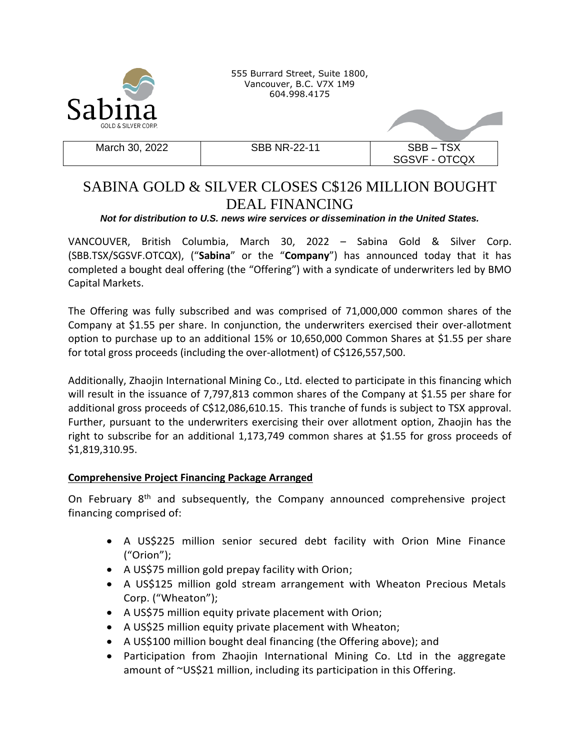Sabina
GOLD & SILVER CORP.

555 Burrard Street, Suite 1800,
Vancouver, B.C. V7X 1M9
604.998.4175

| March 30, 2022 | SBB NR-22-11 | SBB – TSX SGSVF - OTCQX |
| --- | --- | --- |

# SABINA GOLD & SILVER CLOSES C$126 MILLION BOUGHT DEAL FINANCING

***Not for distribution to U.S. news wire services or dissemination in the United States.***

VANCOUVER, British Columbia, March 30, 2022 – Sabina Gold & Silver Corp. (SBB.TSX/SGSVF.OTCQX), ("**Sabina**" or the "**Company**") has announced today that it has completed a bought deal offering (the "Offering") with a syndicate of underwriters led by BMO Capital Markets.

The Offering was fully subscribed and was comprised of 71,000,000 common shares of the Company at $1.55 per share. In conjunction, the underwriters exercised their over-allotment option to purchase up to an additional 15% or 10,650,000 Common Shares at $1.55 per share for total gross proceeds (including the over-allotment) of C$126,557,500.

Additionally, Zhaojin International Mining Co., Ltd. elected to participate in this financing which will result in the issuance of 7,797,813 common shares of the Company at $1.55 per share for additional gross proceeds of C$12,086,610.15. This tranche of funds is subject to TSX approval. Further, pursuant to the underwriters exercising their over allotment option, Zhaojin has the right to subscribe for an additional 1,173,749 common shares at $1.55 for gross proceeds of $1,819,310.95.

## Comprehensive Project Financing Package Arranged

On February 8th and subsequently, the Company announced comprehensive project financing comprised of:

- A US$225 million senior secured debt facility with Orion Mine Finance ("Orion");
- A US$75 million gold prepay facility with Orion;
- A US$125 million gold stream arrangement with Wheaton Precious Metals Corp. ("Wheaton");
- A US$75 million equity private placement with Orion;
- A US$25 million equity private placement with Wheaton;
- A US$100 million bought deal financing (the Offering above); and
- Participation from Zhaojin International Mining Co. Ltd in the aggregate amount of ~US$21 million, including its participation in this Offering.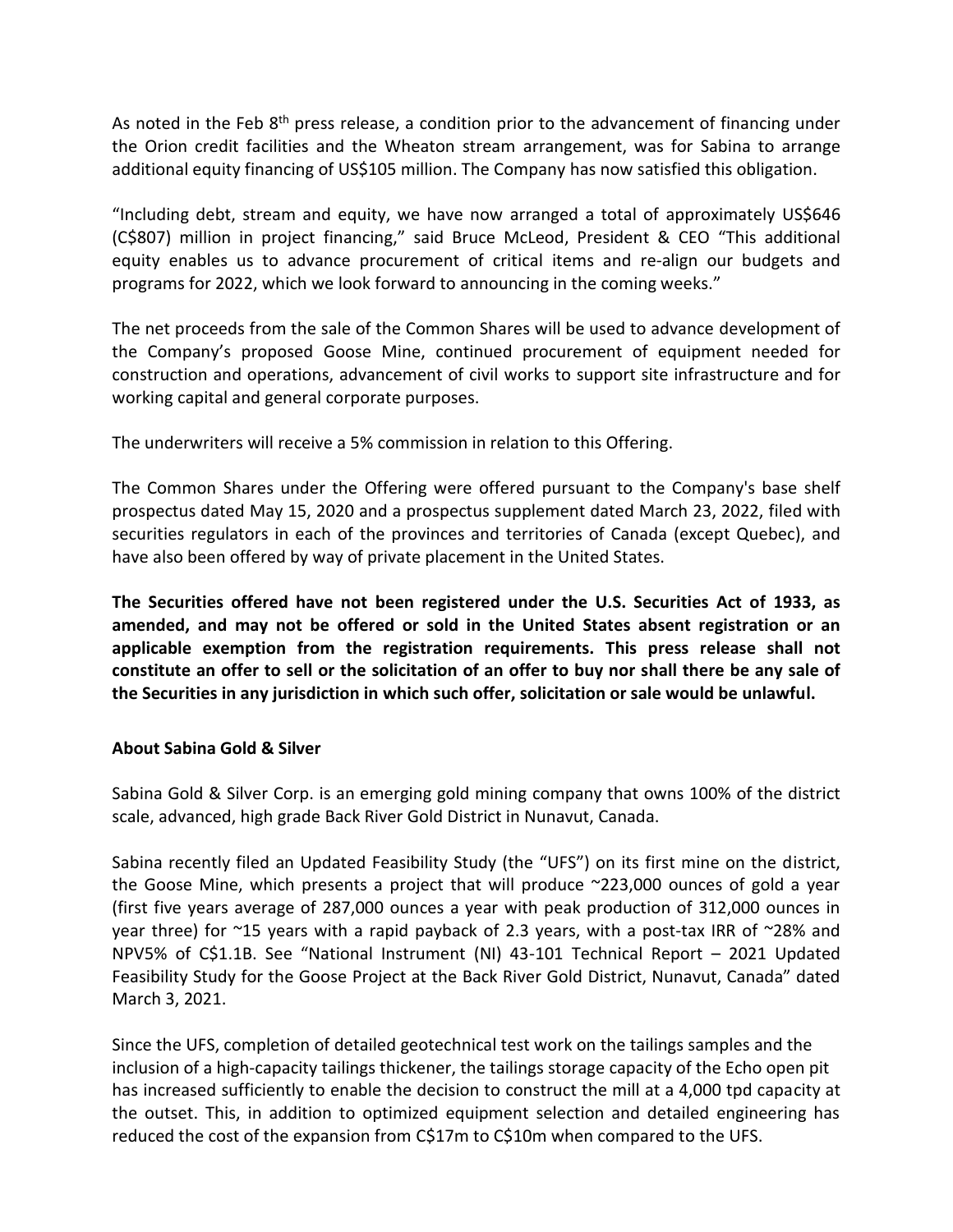As noted in the Feb 8th press release, a condition prior to the advancement of financing under the Orion credit facilities and the Wheaton stream arrangement, was for Sabina to arrange additional equity financing of US$105 million. The Company has now satisfied this obligation.

"Including debt, stream and equity, we have now arranged a total of approximately US$646 (C$807) million in project financing," said Bruce McLeod, President & CEO "This additional equity enables us to advance procurement of critical items and re-align our budgets and programs for 2022, which we look forward to announcing in the coming weeks."

The net proceeds from the sale of the Common Shares will be used to advance development of the Company's proposed Goose Mine, continued procurement of equipment needed for construction and operations, advancement of civil works to support site infrastructure and for working capital and general corporate purposes.

The underwriters will receive a 5% commission in relation to this Offering.

The Common Shares under the Offering were offered pursuant to the Company's base shelf prospectus dated May 15, 2020 and a prospectus supplement dated March 23, 2022, filed with securities regulators in each of the provinces and territories of Canada (except Quebec), and have also been offered by way of private placement in the United States.

**The Securities offered have not been registered under the U.S. Securities Act of 1933, as amended, and may not be offered or sold in the United States absent registration or an applicable exemption from the registration requirements. This press release shall not constitute an offer to sell or the solicitation of an offer to buy nor shall there be any sale of the Securities in any jurisdiction in which such offer, solicitation or sale would be unlawful.**

**About Sabina Gold & Silver**

Sabina Gold & Silver Corp. is an emerging gold mining company that owns 100% of the district scale, advanced, high grade Back River Gold District in Nunavut, Canada.

Sabina recently filed an Updated Feasibility Study (the "UFS") on its first mine on the district, the Goose Mine, which presents a project that will produce ~223,000 ounces of gold a year (first five years average of 287,000 ounces a year with peak production of 312,000 ounces in year three) for ~15 years with a rapid payback of 2.3 years, with a post-tax IRR of ~28% and NPV5% of C$1.1B. See "National Instrument (NI) 43-101 Technical Report – 2021 Updated Feasibility Study for the Goose Project at the Back River Gold District, Nunavut, Canada" dated March 3, 2021.

Since the UFS, completion of detailed geotechnical test work on the tailings samples and the inclusion of a high-capacity tailings thickener, the tailings storage capacity of the Echo open pit has increased sufficiently to enable the decision to construct the mill at a 4,000 tpd capacity at the outset. This, in addition to optimized equipment selection and detailed engineering has reduced the cost of the expansion from C$17m to C$10m when compared to the UFS.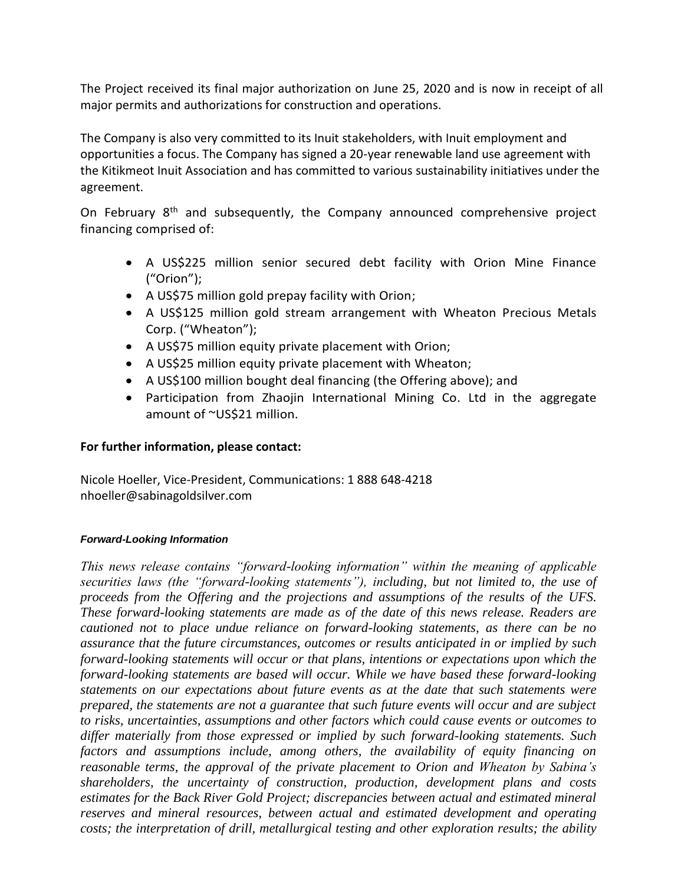The Project received its final major authorization on June 25, 2020 and is now in receipt of all major permits and authorizations for construction and operations.

The Company is also very committed to its Inuit stakeholders, with Inuit employment and opportunities a focus. The Company has signed a 20-year renewable land use agreement with the Kitikmeot Inuit Association and has committed to various sustainability initiatives under the agreement.

On February 8th and subsequently, the Company announced comprehensive project financing comprised of:

- A US$225 million senior secured debt facility with Orion Mine Finance ("Orion");
- A US$75 million gold prepay facility with Orion;
- A US$125 million gold stream arrangement with Wheaton Precious Metals Corp. ("Wheaton");
- A US$75 million equity private placement with Orion;
- A US$25 million equity private placement with Wheaton;
- A US$100 million bought deal financing (the Offering above); and
- Participation from Zhaojin International Mining Co. Ltd in the aggregate amount of ~US$21 million.

**For further information, please contact:**

Nicole Hoeller, Vice-President, Communications: 1 888 648-4218
nhoeller@sabinagoldsilver.com

***Forward-Looking Information***

*This news release contains "forward-looking information" within the meaning of applicable securities laws (the "forward-looking statements"), including, but not limited to, the use of proceeds from the Offering and the projections and assumptions of the results of the UFS. These forward-looking statements are made as of the date of this news release. Readers are cautioned not to place undue reliance on forward-looking statements, as there can be no assurance that the future circumstances, outcomes or results anticipated in or implied by such forward-looking statements will occur or that plans, intentions or expectations upon which the forward-looking statements are based will occur. While we have based these forward-looking statements on our expectations about future events as at the date that such statements were prepared, the statements are not a guarantee that such future events will occur and are subject to risks, uncertainties, assumptions and other factors which could cause events or outcomes to differ materially from those expressed or implied by such forward-looking statements. Such factors and assumptions include, among others, the availability of equity financing on reasonable terms, the approval of the private placement to Orion and Wheaton by Sabina's shareholders, the uncertainty of construction, production, development plans and costs estimates for the Back River Gold Project; discrepancies between actual and estimated mineral reserves and mineral resources, between actual and estimated development and operating costs; the interpretation of drill, metallurgical testing and other exploration results; the ability*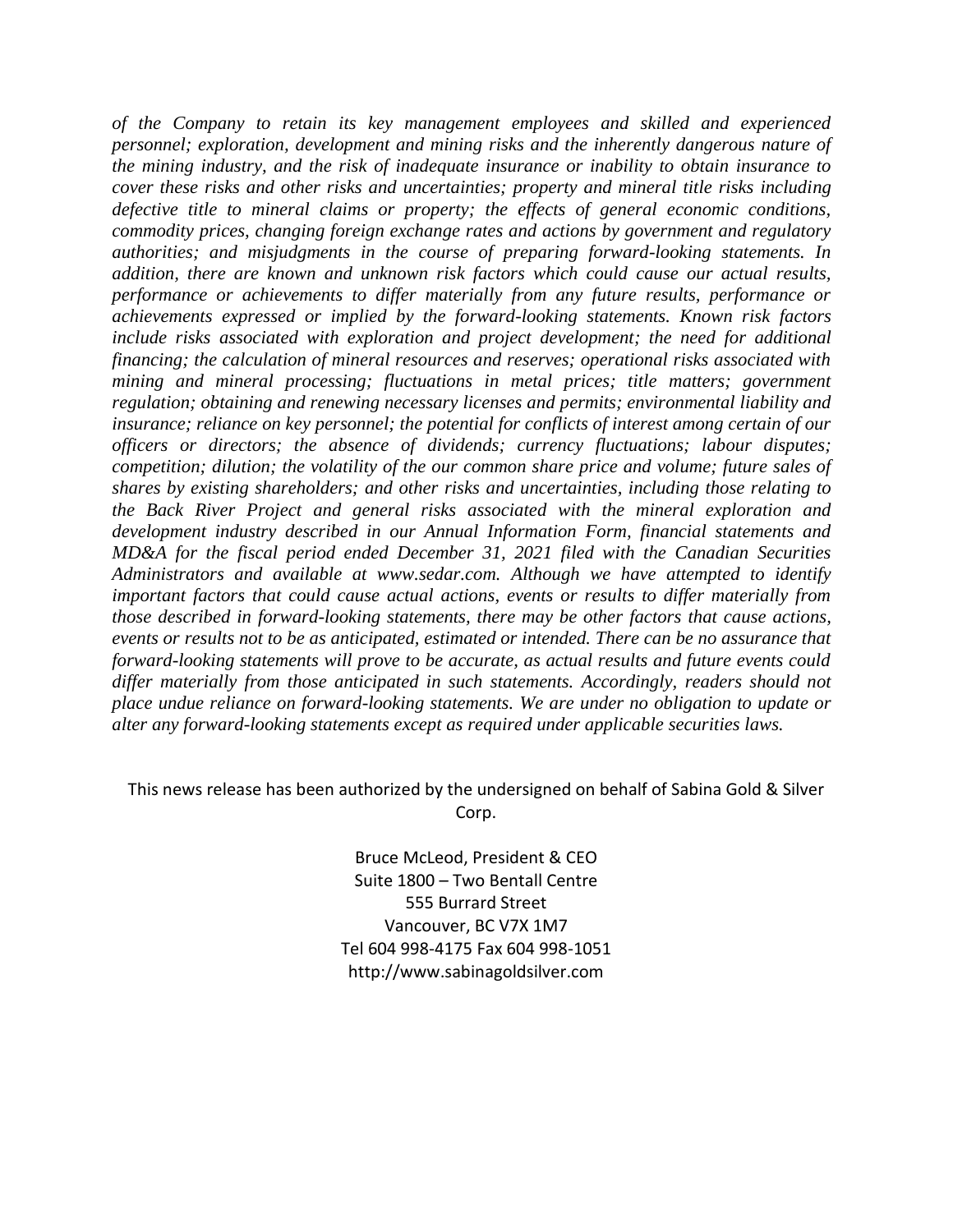*of the Company to retain its key management employees and skilled and experienced personnel; exploration, development and mining risks and the inherently dangerous nature of the mining industry, and the risk of inadequate insurance or inability to obtain insurance to cover these risks and other risks and uncertainties; property and mineral title risks including defective title to mineral claims or property; the effects of general economic conditions, commodity prices, changing foreign exchange rates and actions by government and regulatory authorities; and misjudgments in the course of preparing forward-looking statements. In addition, there are known and unknown risk factors which could cause our actual results, performance or achievements to differ materially from any future results, performance or achievements expressed or implied by the forward-looking statements. Known risk factors include risks associated with exploration and project development; the need for additional financing; the calculation of mineral resources and reserves; operational risks associated with mining and mineral processing; fluctuations in metal prices; title matters; government regulation; obtaining and renewing necessary licenses and permits; environmental liability and insurance; reliance on key personnel; the potential for conflicts of interest among certain of our officers or directors; the absence of dividends; currency fluctuations; labour disputes; competition; dilution; the volatility of the our common share price and volume; future sales of shares by existing shareholders; and other risks and uncertainties, including those relating to the Back River Project and general risks associated with the mineral exploration and development industry described in our Annual Information Form, financial statements and MD&A for the fiscal period ended December 31, 2021 filed with the Canadian Securities Administrators and available at www.sedar.com. Although we have attempted to identify important factors that could cause actual actions, events or results to differ materially from those described in forward-looking statements, there may be other factors that cause actions, events or results not to be as anticipated, estimated or intended. There can be no assurance that forward-looking statements will prove to be accurate, as actual results and future events could differ materially from those anticipated in such statements. Accordingly, readers should not place undue reliance on forward-looking statements. We are under no obligation to update or alter any forward-looking statements except as required under applicable securities laws.*

This news release has been authorized by the undersigned on behalf of Sabina Gold & Silver Corp.

Bruce McLeod, President & CEO
Suite 1800 – Two Bentall Centre
555 Burrard Street
Vancouver, BC V7X 1M7
Tel 604 998-4175 Fax 604 998-1051
http://www.sabinagoldsilver.com